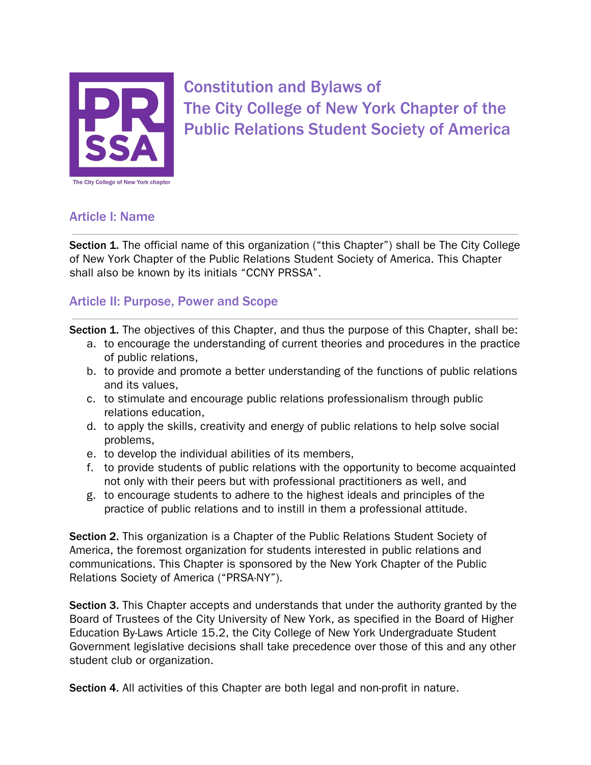# Constitution and Bylaws of The City College of New York Chapter of the Public Relations Student Society of America

## Article I: Name

**Section 1.** The official name of this organization ("this Chapter") shall be The City College of New York Chapter of the Public Relations Student Society of America. This Chapter shall also be known by its initials "CCNY PRSSA".

## Article II: Purpose, Power and Scope

**Section 1.** The objectives of this Chapter, and thus the purpose of this Chapter, shall be:

a. to encourage the understanding of current theories and procedures in the practice of public relations,
b. to provide and promote a better understanding of the functions of public relations and its values,
c. to stimulate and encourage public relations professionalism through public relations education,
d. to apply the skills, creativity and energy of public relations to help solve social problems,
e. to develop the individual abilities of its members,
f. to provide students of public relations with the opportunity to become acquainted not only with their peers but with professional practitioners as well, and
g. to encourage students to adhere to the highest ideals and principles of the practice of public relations and to instill in them a professional attitude.

**Section 2.** This organization is a Chapter of the Public Relations Student Society of America, the foremost organization for students interested in public relations and communications. This Chapter is sponsored by the New York Chapter of the Public Relations Society of America ("PRSA-NY").

**Section 3.** This Chapter accepts and understands that under the authority granted by the Board of Trustees of the City University of New York, as specified in the Board of Higher Education By-Laws Article 15.2, the City College of New York Undergraduate Student Government legislative decisions shall take precedence over those of this and any other student club or organization.

**Section 4.** All activities of this Chapter are both legal and non-profit in nature.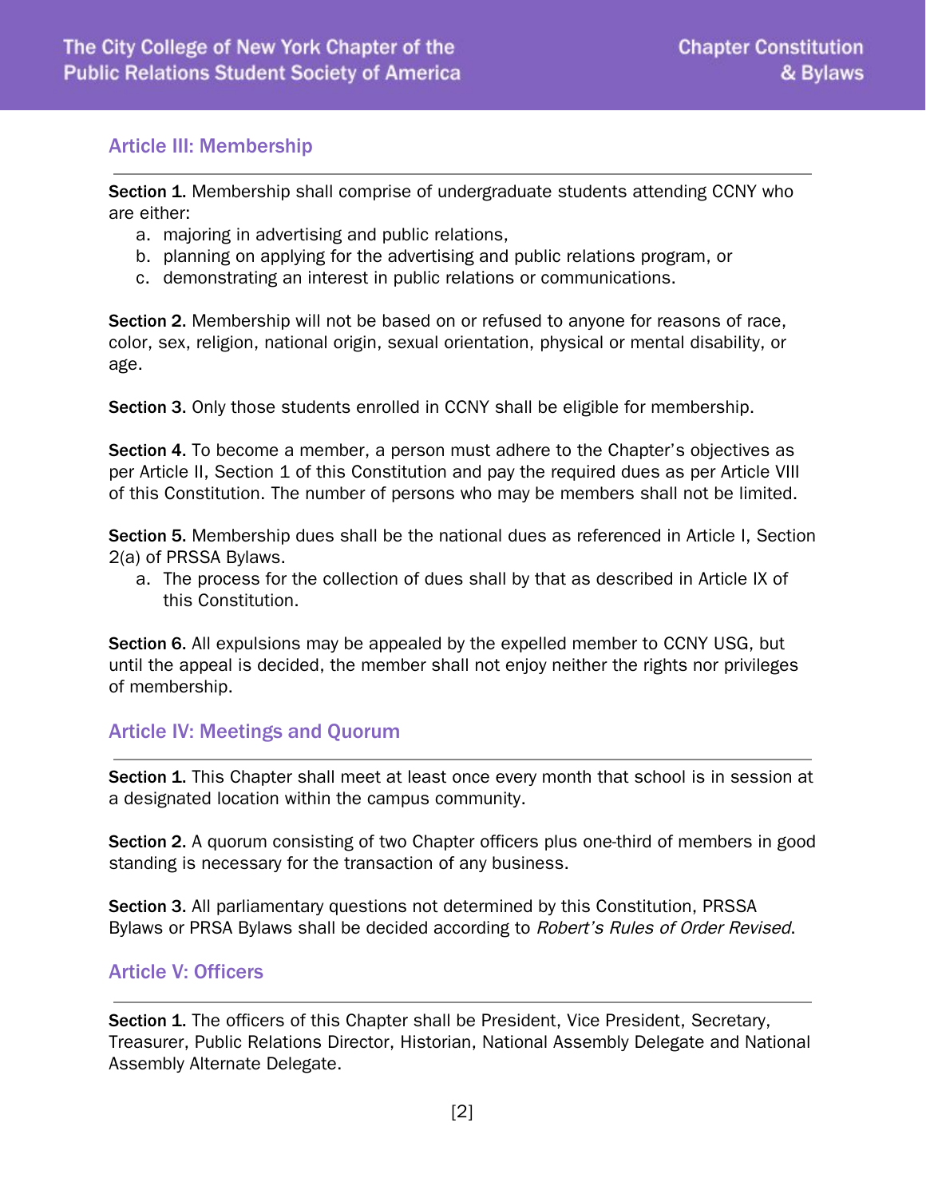## Article III: Membership

**Section 1.** Membership shall comprise of undergraduate students attending CCNY who are either:

a. majoring in advertising and public relations,
b. planning on applying for the advertising and public relations program, or
c. demonstrating an interest in public relations or communications.

**Section 2.** Membership will not be based on or refused to anyone for reasons of race, color, sex, religion, national origin, sexual orientation, physical or mental disability, or age.

**Section 3.** Only those students enrolled in CCNY shall be eligible for membership.

**Section 4.** To become a member, a person must adhere to the Chapter's objectives as per Article II, Section 1 of this Constitution and pay the required dues as per Article VIII of this Constitution. The number of persons who may be members shall not be limited.

**Section 5.** Membership dues shall be the national dues as referenced in Article I, Section 2(a) of PRSSA Bylaws.

a. The process for the collection of dues shall by that as described in Article IX of this Constitution.

**Section 6.** All expulsions may be appealed by the expelled member to CCNY USG, but until the appeal is decided, the member shall not enjoy neither the rights nor privileges of membership.

## Article IV: Meetings and Quorum

**Section 1.** This Chapter shall meet at least once every month that school is in session at a designated location within the campus community.

**Section 2.** A quorum consisting of two Chapter officers plus one-third of members in good standing is necessary for the transaction of any business.

**Section 3.** All parliamentary questions not determined by this Constitution, PRSSA Bylaws or PRSA Bylaws shall be decided according to *Robert's Rules of Order Revised*.

## Article V: Officers

**Section 1.** The officers of this Chapter shall be President, Vice President, Secretary, Treasurer, Public Relations Director, Historian, National Assembly Delegate and National Assembly Alternate Delegate.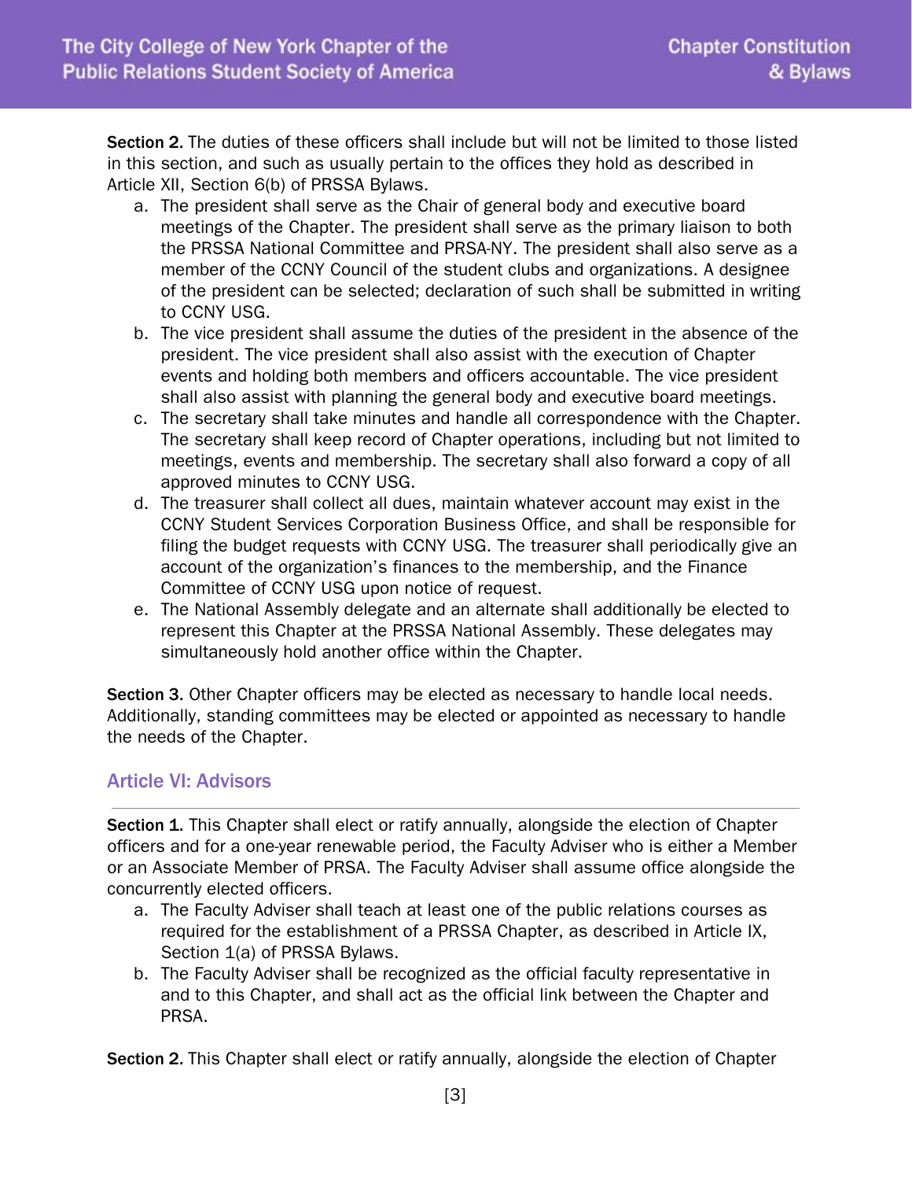**Section 2.** The duties of these officers shall include but will not be limited to those listed in this section, and such as usually pertain to the offices they hold as described in Article XII, Section 6(b) of PRSSA Bylaws.

a. The president shall serve as the Chair of general body and executive board meetings of the Chapter. The president shall serve as the primary liaison to both the PRSSA National Committee and PRSA-NY. The president shall also serve as a member of the CCNY Council of the student clubs and organizations. A designee of the president can be selected; declaration of such shall be submitted in writing to CCNY USG.
b. The vice president shall assume the duties of the president in the absence of the president. The vice president shall also assist with the execution of Chapter events and holding both members and officers accountable. The vice president shall also assist with planning the general body and executive board meetings.
c. The secretary shall take minutes and handle all correspondence with the Chapter. The secretary shall keep record of Chapter operations, including but not limited to meetings, events and membership. The secretary shall also forward a copy of all approved minutes to CCNY USG.
d. The treasurer shall collect all dues, maintain whatever account may exist in the CCNY Student Services Corporation Business Office, and shall be responsible for filing the budget requests with CCNY USG. The treasurer shall periodically give an account of the organization's finances to the membership, and the Finance Committee of CCNY USG upon notice of request.
e. The National Assembly delegate and an alternate shall additionally be elected to represent this Chapter at the PRSSA National Assembly. These delegates may simultaneously hold another office within the Chapter.

**Section 3.** Other Chapter officers may be elected as necessary to handle local needs. Additionally, standing committees may be elected or appointed as necessary to handle the needs of the Chapter.

## Article VI: Advisors

**Section 1.** This Chapter shall elect or ratify annually, alongside the election of Chapter officers and for a one-year renewable period, the Faculty Adviser who is either a Member or an Associate Member of PRSA. The Faculty Adviser shall assume office alongside the concurrently elected officers.

a. The Faculty Adviser shall teach at least one of the public relations courses as required for the establishment of a PRSSA Chapter, as described in Article IX, Section 1(a) of PRSSA Bylaws.
b. The Faculty Adviser shall be recognized as the official faculty representative in and to this Chapter, and shall act as the official link between the Chapter and PRSA.

**Section 2.** This Chapter shall elect or ratify annually, alongside the election of Chapter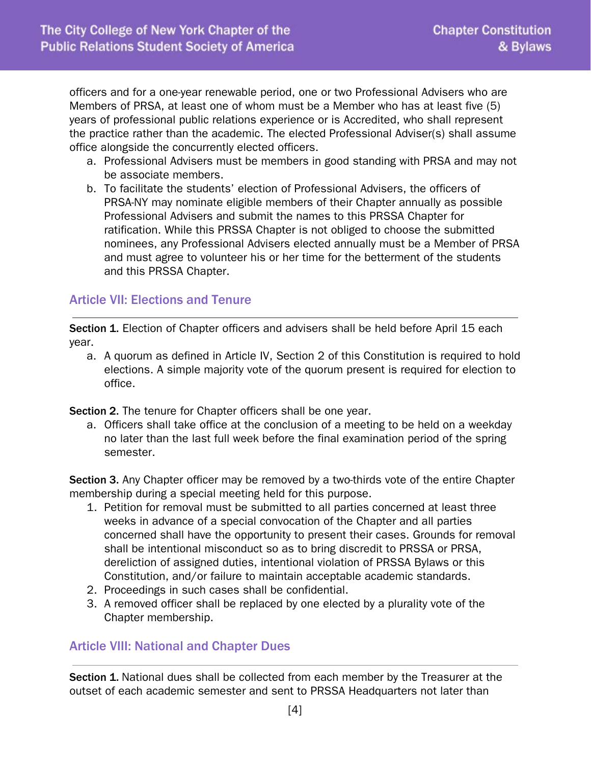officers and for a one-year renewable period, one or two Professional Advisers who are Members of PRSA, at least one of whom must be a Member who has at least five (5) years of professional public relations experience or is Accredited, who shall represent the practice rather than the academic. The elected Professional Adviser(s) shall assume office alongside the concurrently elected officers.

a. Professional Advisers must be members in good standing with PRSA and may not be associate members.
b. To facilitate the students' election of Professional Advisers, the officers of PRSA-NY may nominate eligible members of their Chapter annually as possible Professional Advisers and submit the names to this PRSSA Chapter for ratification. While this PRSSA Chapter is not obliged to choose the submitted nominees, any Professional Advisers elected annually must be a Member of PRSA and must agree to volunteer his or her time for the betterment of the students and this PRSSA Chapter.

## Article VII: Elections and Tenure

**Section 1.** Election of Chapter officers and advisers shall be held before April 15 each year.

a. A quorum as defined in Article IV, Section 2 of this Constitution is required to hold elections. A simple majority vote of the quorum present is required for election to office.

**Section 2.** The tenure for Chapter officers shall be one year.

a. Officers shall take office at the conclusion of a meeting to be held on a weekday no later than the last full week before the final examination period of the spring semester.

**Section 3.** Any Chapter officer may be removed by a two-thirds vote of the entire Chapter membership during a special meeting held for this purpose.

1. Petition for removal must be submitted to all parties concerned at least three weeks in advance of a special convocation of the Chapter and all parties concerned shall have the opportunity to present their cases. Grounds for removal shall be intentional misconduct so as to bring discredit to PRSSA or PRSA, dereliction of assigned duties, intentional violation of PRSSA Bylaws or this Constitution, and/or failure to maintain acceptable academic standards.
2. Proceedings in such cases shall be confidential.
3. A removed officer shall be replaced by one elected by a plurality vote of the Chapter membership.

## Article VIII: National and Chapter Dues

**Section 1.** National dues shall be collected from each member by the Treasurer at the outset of each academic semester and sent to PRSSA Headquarters not later than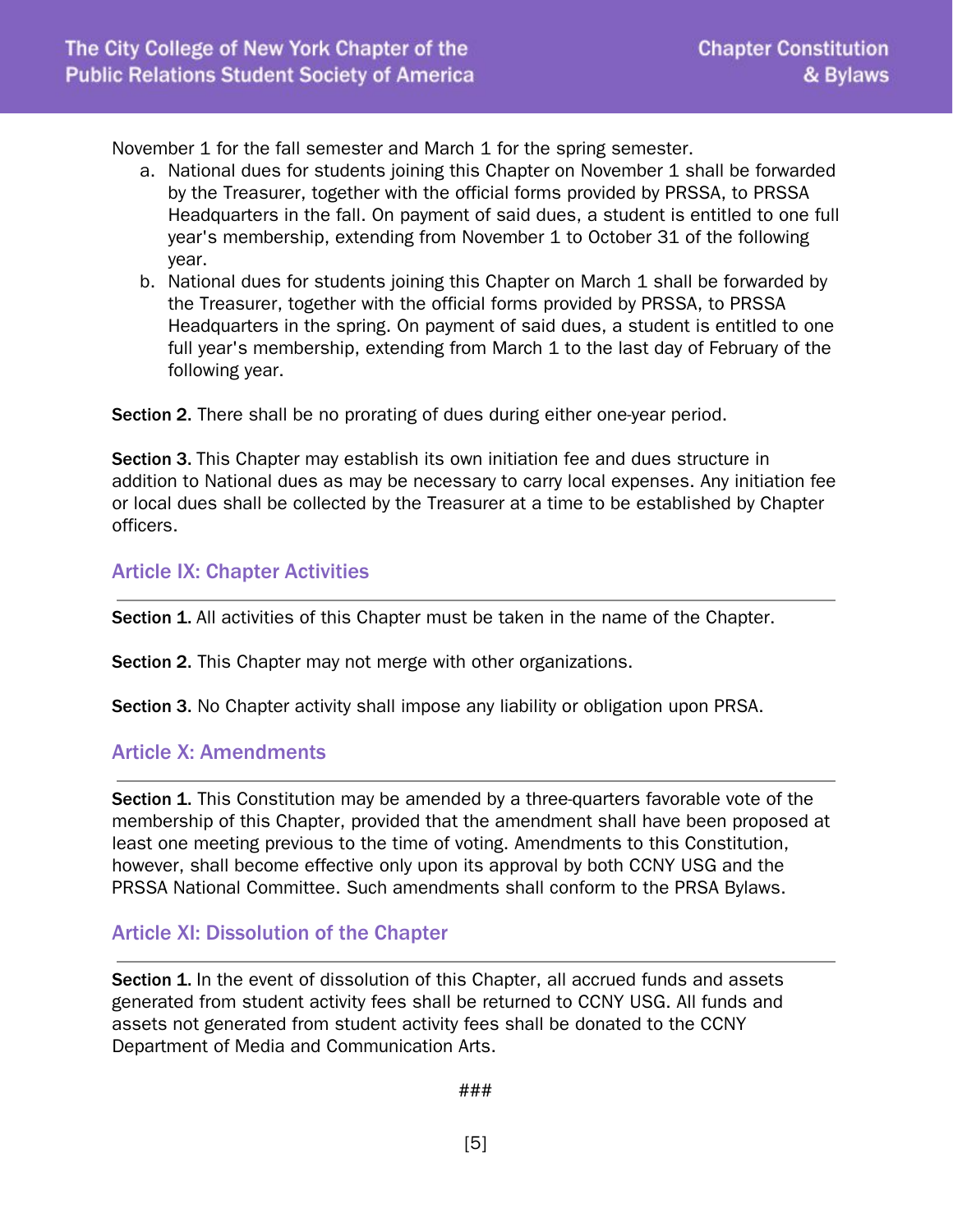November 1 for the fall semester and March 1 for the spring semester.

a. National dues for students joining this Chapter on November 1 shall be forwarded by the Treasurer, together with the official forms provided by PRSSA, to PRSSA Headquarters in the fall. On payment of said dues, a student is entitled to one full year's membership, extending from November 1 to October 31 of the following year.
b. National dues for students joining this Chapter on March 1 shall be forwarded by the Treasurer, together with the official forms provided by PRSSA, to PRSSA Headquarters in the spring. On payment of said dues, a student is entitled to one full year's membership, extending from March 1 to the last day of February of the following year.

**Section 2.** There shall be no prorating of dues during either one-year period.

**Section 3.** This Chapter may establish its own initiation fee and dues structure in addition to National dues as may be necessary to carry local expenses. Any initiation fee or local dues shall be collected by the Treasurer at a time to be established by Chapter officers.

## Article IX: Chapter Activities

**Section 1.** All activities of this Chapter must be taken in the name of the Chapter.

**Section 2.** This Chapter may not merge with other organizations.

**Section 3.** No Chapter activity shall impose any liability or obligation upon PRSA.

## Article X: Amendments

**Section 1.** This Constitution may be amended by a three-quarters favorable vote of the membership of this Chapter, provided that the amendment shall have been proposed at least one meeting previous to the time of voting. Amendments to this Constitution, however, shall become effective only upon its approval by both CCNY USG and the PRSSA National Committee. Such amendments shall conform to the PRSA Bylaws.

## Article XI: Dissolution of the Chapter

**Section 1.** In the event of dissolution of this Chapter, all accrued funds and assets generated from student activity fees shall be returned to CCNY USG. All funds and assets not generated from student activity fees shall be donated to the CCNY Department of Media and Communication Arts.

###